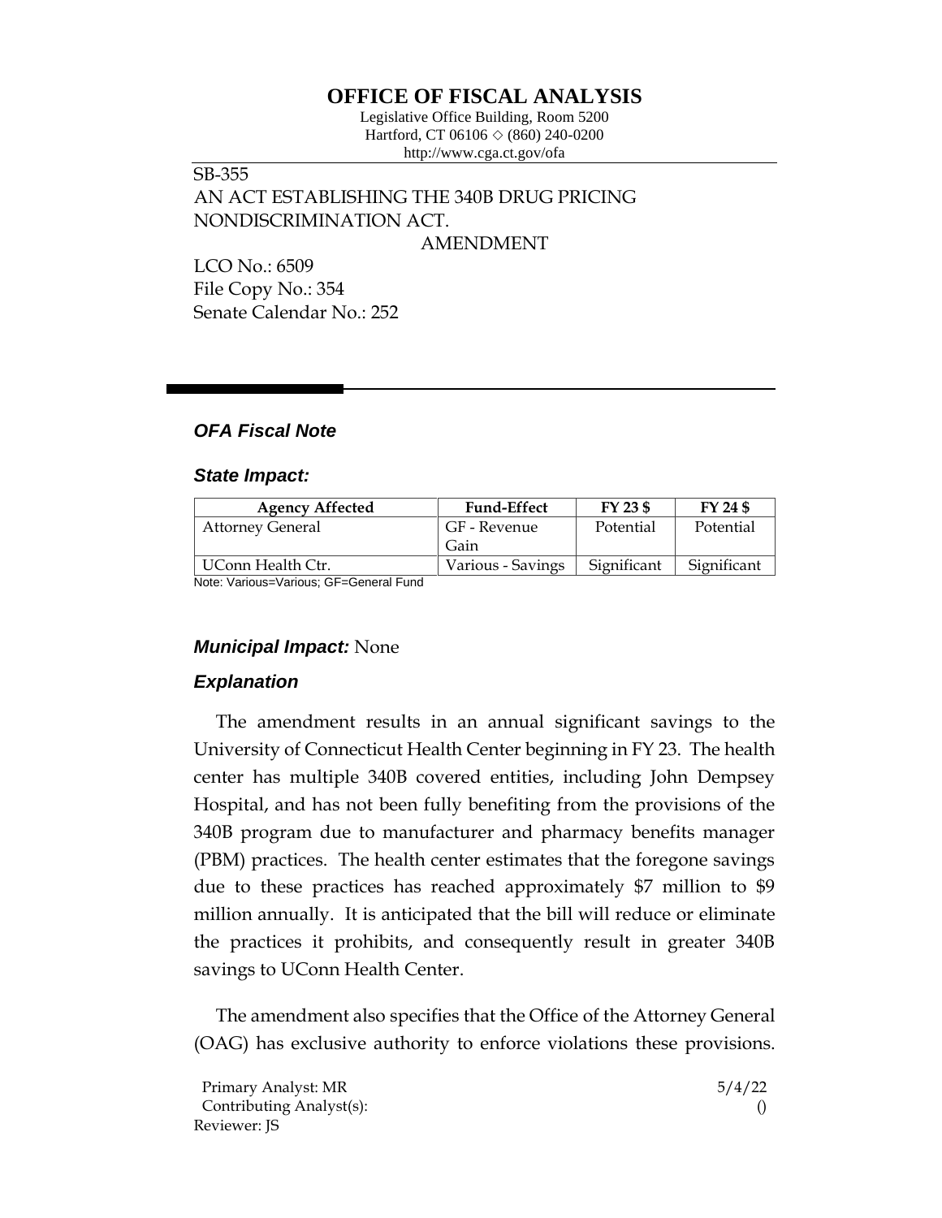# OFFICE OF FISCAL ANALYSIS

Legislative Office Building, Room 5200
Hartford, CT 06106 ◇ (860) 240-0200
http://www.cga.ct.gov/ofa

SB-355
AN ACT ESTABLISHING THE 340B DRUG PRICING NONDISCRIMINATION ACT.
AMENDMENT

LCO No.: 6509
File Copy No.: 354
Senate Calendar No.: 252

## *OFA Fiscal Note*

### *State Impact:*

| Agency Affected | Fund-Effect | FY 23 $ | FY 24 $ |
|---|---|---|---|
| Attorney General | GF - Revenue Gain | Potential | Potential |
| UConn Health Ctr. | Various - Savings | Significant | Significant |

Note: Various=Various; GF=General Fund

### *Municipal Impact:* None

### *Explanation*

The amendment results in an annual significant savings to the University of Connecticut Health Center beginning in FY 23. The health center has multiple 340B covered entities, including John Dempsey Hospital, and has not been fully benefiting from the provisions of the 340B program due to manufacturer and pharmacy benefits manager (PBM) practices. The health center estimates that the foregone savings due to these practices has reached approximately $7 million to $9 million annually. It is anticipated that the bill will reduce or eliminate the practices it prohibits, and consequently result in greater 340B savings to UConn Health Center.

The amendment also specifies that the Office of the Attorney General (OAG) has exclusive authority to enforce violations these provisions.

Primary Analyst: MR
Contributing Analyst(s):
Reviewer: JS

5/4/22
()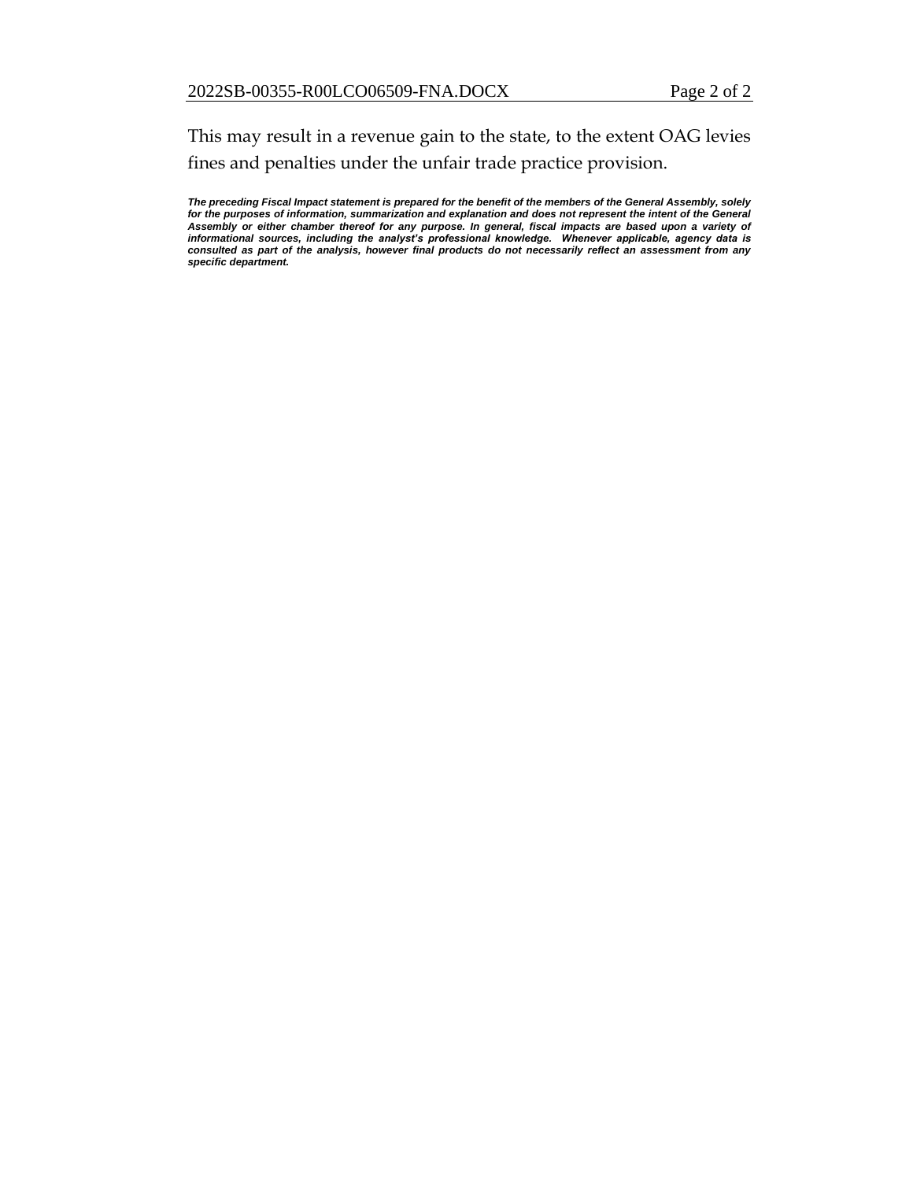This may result in a revenue gain to the state, to the extent OAG levies fines and penalties under the unfair trade practice provision.

***The preceding Fiscal Impact statement is prepared for the benefit of the members of the General Assembly, solely for the purposes of information, summarization and explanation and does not represent the intent of the General Assembly or either chamber thereof for any purpose. In general, fiscal impacts are based upon a variety of informational sources, including the analyst's professional knowledge. Whenever applicable, agency data is consulted as part of the analysis, however final products do not necessarily reflect an assessment from any specific department.***